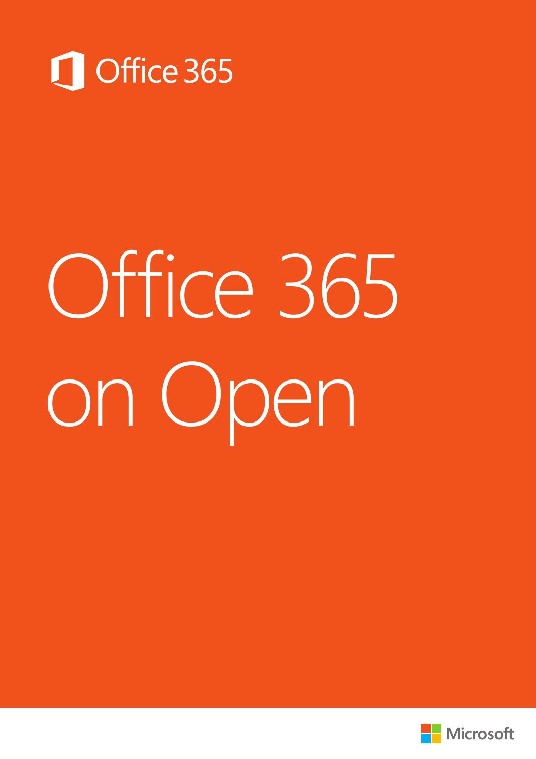Office 365

# Office 365 on Open

Microsoft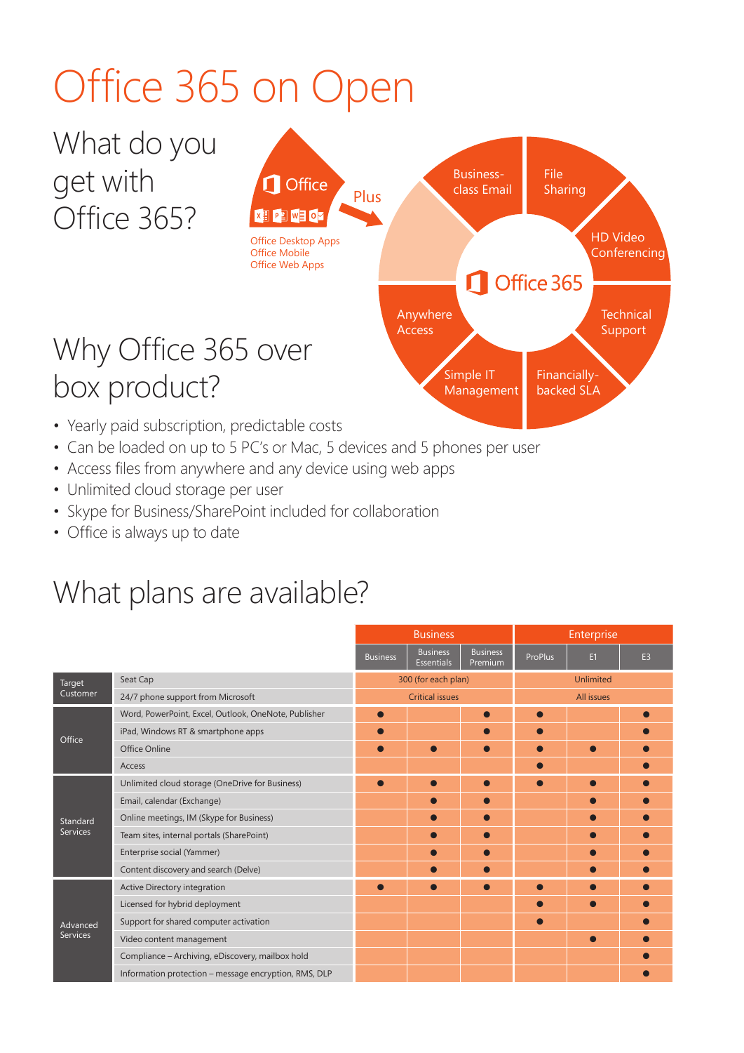# Office 365 on Open

## What do you get with Office 365?

Office

Office Desktop Apps
Office Mobile
Office Web Apps

Plus

Office 365

- Business-class Email
- File Sharing
- HD Video Conferencing
- Technical Support
- Financially-backed SLA
- Simple IT Management
- Anywhere Access

## Why Office 365 over box product?

- Yearly paid subscription, predictable costs
- Can be loaded on up to 5 PC's or Mac, 5 devices and 5 phones per user
- Access files from anywhere and any device using web apps
- Unlimited cloud storage per user
- Skype for Business/SharePoint included for collaboration
- Office is always up to date

## What plans are available?

| | | Business | | | Enterprise | | |
|---|---|---|---|---|---|---|---|
| | | Business | Business Essentials | Business Premium | ProPlus | E1 | E3 |
| Target Customer | Seat Cap | 300 (for each plan) | | | Unlimited | | |
| | 24/7 phone support from Microsoft | Critical issues | | | All issues | | |
| Office | Word, PowerPoint, Excel, Outlook, OneNote, Publisher | ● | | ● | ● | | ● |
| | iPad, Windows RT & smartphone apps | ● | | ● | ● | | ● |
| | Office Online | ● | ● | ● | ● | ● | ● |
| | Access | | | | ● | | ● |
| Standard Services | Unlimited cloud storage (OneDrive for Business) | ● | ● | ● | ● | ● | ● |
| | Email, calendar (Exchange) | | ● | ● | | ● | ● |
| | Online meetings, IM (Skype for Business) | | ● | ● | | ● | ● |
| | Team sites, internal portals (SharePoint) | | ● | ● | | ● | ● |
| | Enterprise social (Yammer) | | ● | ● | | ● | ● |
| | Content discovery and search (Delve) | | ● | ● | | ● | ● |
| Advanced Services | Active Directory integration | ● | ● | ● | ● | ● | ● |
| | Licensed for hybrid deployment | | | | ● | ● | ● |
| | Support for shared computer activation | | | | ● | | ● |
| | Video content management | | | | | ● | ● |
| | Compliance – Archiving, eDiscovery, mailbox hold | | | | | | ● |
| | Information protection – message encryption, RMS, DLP | | | | | | ● |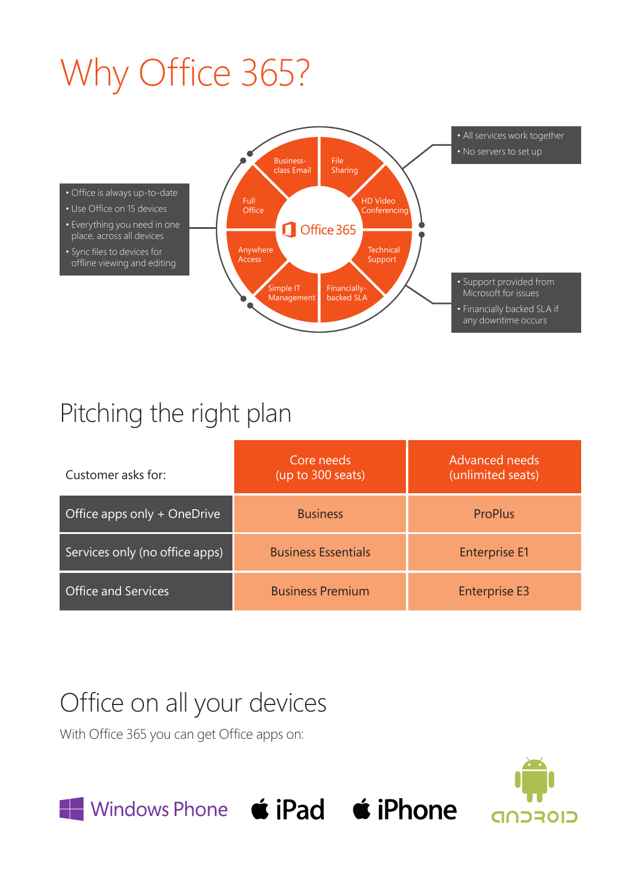# Why Office 365?

- Office is always up-to-date
- Use Office on 15 devices
- Everything you need in one place, across all devices
- Sync files to devices for offline viewing and editing

Office 365

- Business-class Email
- File Sharing
- HD Video Conferencing
- Technical Support
- Financially-backed SLA
- Simple IT Management
- Anywhere Access
- Full Office

- All services work together
- No servers to set up

- Support provided from Microsoft for issues
- Financially backed SLA if any downtime occurs

## Pitching the right plan

| Customer asks for: | Core needs (up to 300 seats) | Advanced needs (unlimited seats) |
|---|---|---|
| Office apps only + OneDrive | Business | ProPlus |
| Services only (no office apps) | Business Essentials | Enterprise E1 |
| Office and Services | Business Premium | Enterprise E3 |

## Office on all your devices

With Office 365 you can get Office apps on:

Windows Phone iPad iPhone android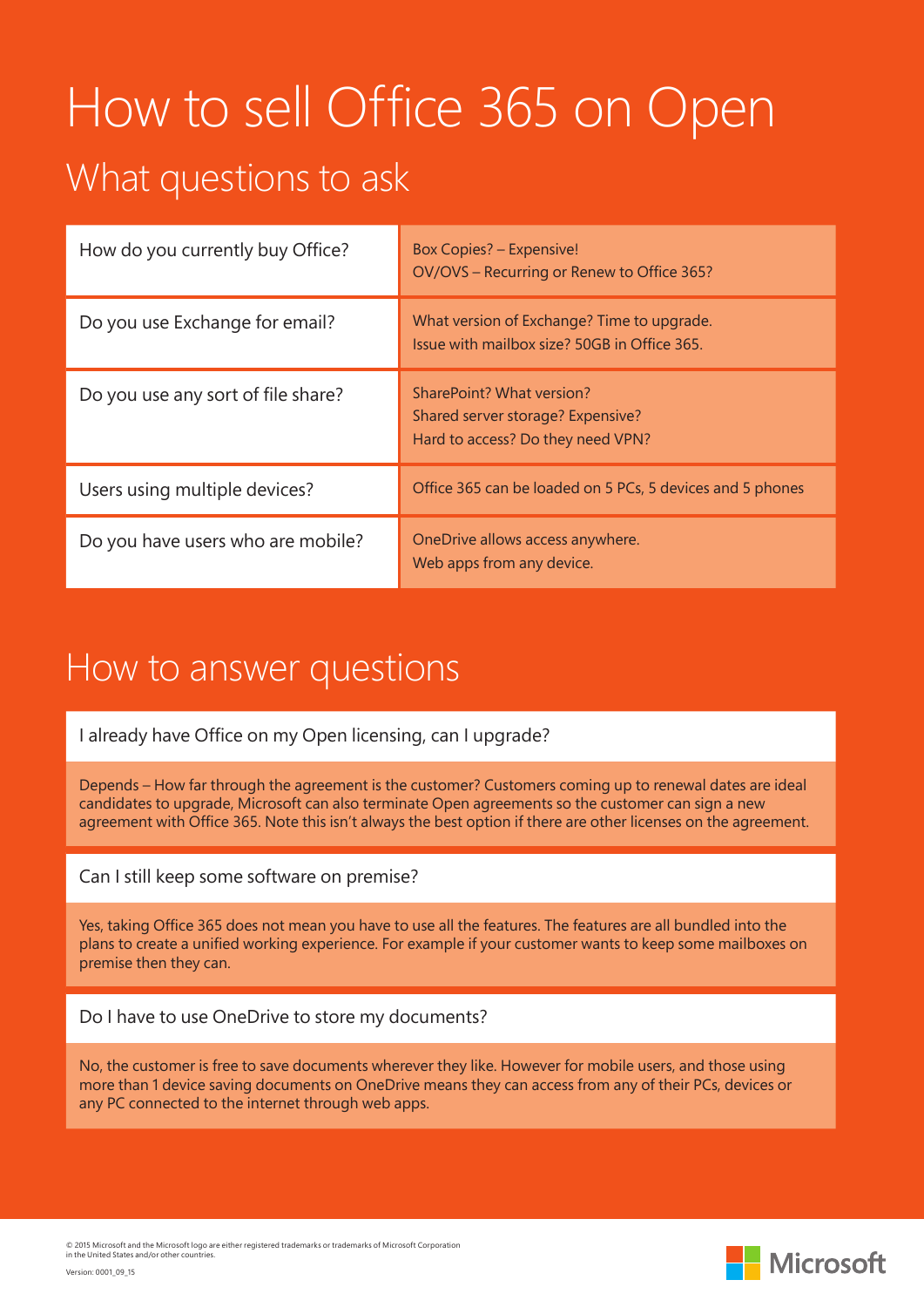# How to sell Office 365 on Open

## What questions to ask

| | |
|---|---|
| How do you currently buy Office? | Box Copies? – Expensive!<br>OV/OVS – Recurring or Renew to Office 365? |
| Do you use Exchange for email? | What version of Exchange? Time to upgrade.<br>Issue with mailbox size? 50GB in Office 365. |
| Do you use any sort of file share? | SharePoint? What version?<br>Shared server storage? Expensive?<br>Hard to access? Do they need VPN? |
| Users using multiple devices? | Office 365 can be loaded on 5 PCs, 5 devices and 5 phones |
| Do you have users who are mobile? | OneDrive allows access anywhere.<br>Web apps from any device. |

## How to answer questions

**I already have Office on my Open licensing, can I upgrade?**

Depends – How far through the agreement is the customer? Customers coming up to renewal dates are ideal candidates to upgrade, Microsoft can also terminate Open agreements so the customer can sign a new agreement with Office 365. Note this isn't always the best option if there are other licenses on the agreement.

**Can I still keep some software on premise?**

Yes, taking Office 365 does not mean you have to use all the features. The features are all bundled into the plans to create a unified working experience. For example if your customer wants to keep some mailboxes on premise then they can.

**Do I have to use OneDrive to store my documents?**

No, the customer is free to save documents wherever they like. However for mobile users, and those using more than 1 device saving documents on OneDrive means they can access from any of their PCs, devices or any PC connected to the internet through web apps.

© 2015 Microsoft and the Microsoft logo are either registered trademarks or trademarks of Microsoft Corporation in the United States and/or other countries.

Version: 0001_09_15

Microsoft